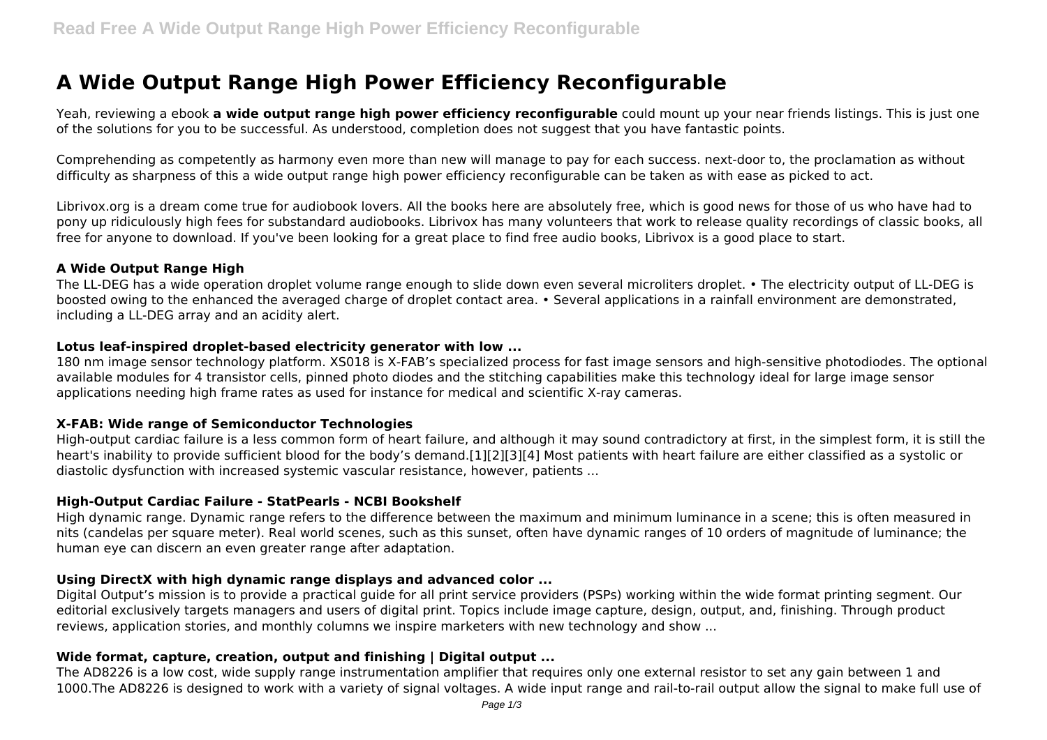# A Wide Output Range High Power Efficiency Reconfigurable

Yeah, reviewing a ebook **a wide output range high power efficiency reconfigurable** could mount up your near friends listings. This is just one of the solutions for you to be successful. As understood, completion does not suggest that you have fantastic points.

Comprehending as competently as harmony even more than new will manage to pay for each success. next-door to, the proclamation as without difficulty as sharpness of this a wide output range high power efficiency reconfigurable can be taken as with ease as picked to act.

Librivox.org is a dream come true for audiobook lovers. All the books here are absolutely free, which is good news for those of us who have had to pony up ridiculously high fees for substandard audiobooks. Librivox has many volunteers that work to release quality recordings of classic books, all free for anyone to download. If you've been looking for a great place to find free audio books, Librivox is a good place to start.

### A Wide Output Range High

The LL-DEG has a wide operation droplet volume range enough to slide down even several microliters droplet. • The electricity output of LL-DEG is boosted owing to the enhanced the averaged charge of droplet contact area. • Several applications in a rainfall environment are demonstrated, including a LL-DEG array and an acidity alert.

### Lotus leaf-inspired droplet-based electricity generator with low ...

180 nm image sensor technology platform. XS018 is X-FAB's specialized process for fast image sensors and high-sensitive photodiodes. The optional available modules for 4 transistor cells, pinned photo diodes and the stitching capabilities make this technology ideal for large image sensor applications needing high frame rates as used for instance for medical and scientific X-ray cameras.

### X-FAB: Wide range of Semiconductor Technologies

High-output cardiac failure is a less common form of heart failure, and although it may sound contradictory at first, in the simplest form, it is still the heart's inability to provide sufficient blood for the body's demand.[1][2][3][4] Most patients with heart failure are either classified as a systolic or diastolic dysfunction with increased systemic vascular resistance, however, patients ...

### High-Output Cardiac Failure - StatPearls - NCBI Bookshelf

High dynamic range. Dynamic range refers to the difference between the maximum and minimum luminance in a scene; this is often measured in nits (candelas per square meter). Real world scenes, such as this sunset, often have dynamic ranges of 10 orders of magnitude of luminance; the human eye can discern an even greater range after adaptation.

### Using DirectX with high dynamic range displays and advanced color ...

Digital Output's mission is to provide a practical guide for all print service providers (PSPs) working within the wide format printing segment. Our editorial exclusively targets managers and users of digital print. Topics include image capture, design, output, and, finishing. Through product reviews, application stories, and monthly columns we inspire marketers with new technology and show ...

### Wide format, capture, creation, output and finishing | Digital output ...

The AD8226 is a low cost, wide supply range instrumentation amplifier that requires only one external resistor to set any gain between 1 and 1000.The AD8226 is designed to work with a variety of signal voltages. A wide input range and rail-to-rail output allow the signal to make full use of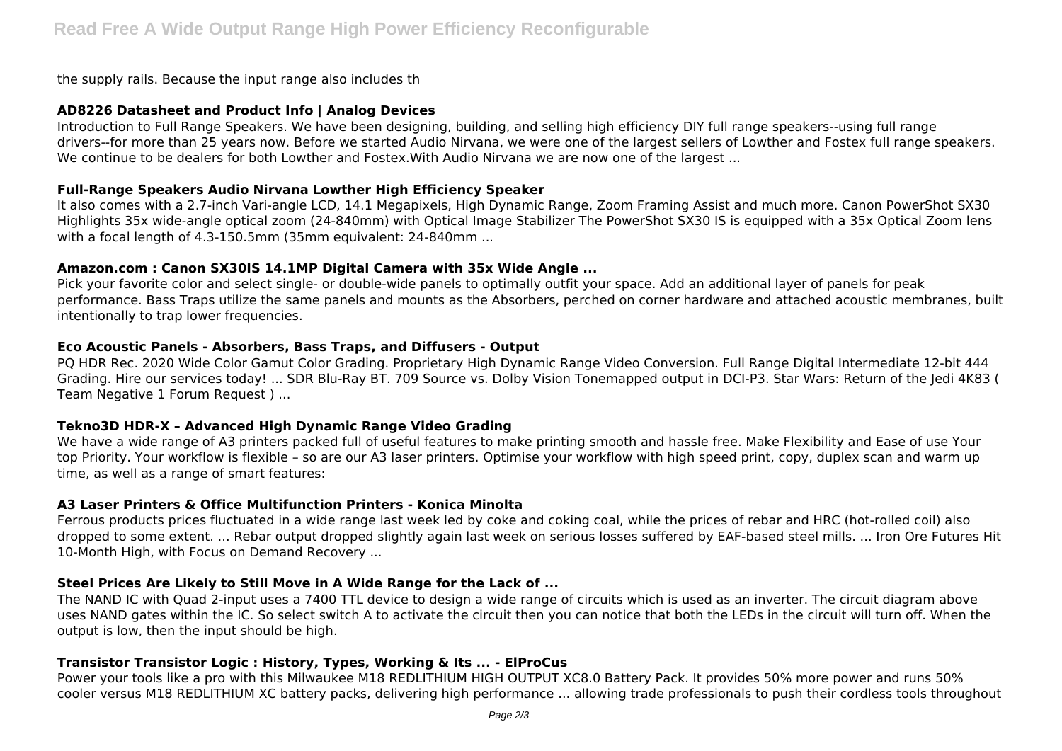the supply rails. Because the input range also includes th

### AD8226 Datasheet and Product Info | Analog Devices

Introduction to Full Range Speakers. We have been designing, building, and selling high efficiency DIY full range speakers--using full range drivers--for more than 25 years now. Before we started Audio Nirvana, we were one of the largest sellers of Lowther and Fostex full range speakers. We continue to be dealers for both Lowther and Fostex.With Audio Nirvana we are now one of the largest ...

### Full-Range Speakers Audio Nirvana Lowther High Efficiency Speaker

It also comes with a 2.7-inch Vari-angle LCD, 14.1 Megapixels, High Dynamic Range, Zoom Framing Assist and much more. Canon PowerShot SX30 Highlights 35x wide-angle optical zoom (24-840mm) with Optical Image Stabilizer The PowerShot SX30 IS is equipped with a 35x Optical Zoom lens with a focal length of 4.3-150.5mm (35mm equivalent: 24-840mm ...

### Amazon.com : Canon SX30IS 14.1MP Digital Camera with 35x Wide Angle ...

Pick your favorite color and select single- or double-wide panels to optimally outfit your space. Add an additional layer of panels for peak performance. Bass Traps utilize the same panels and mounts as the Absorbers, perched on corner hardware and attached acoustic membranes, built intentionally to trap lower frequencies.

### Eco Acoustic Panels - Absorbers, Bass Traps, and Diffusers - Output

PQ HDR Rec. 2020 Wide Color Gamut Color Grading. Proprietary High Dynamic Range Video Conversion. Full Range Digital Intermediate 12-bit 444 Grading. Hire our services today! ... SDR Blu-Ray BT. 709 Source vs. Dolby Vision Tonemapped output in DCI-P3. Star Wars: Return of the Jedi 4K83 ( Team Negative 1 Forum Request ) ...

### Tekno3D HDR-X – Advanced High Dynamic Range Video Grading

We have a wide range of A3 printers packed full of useful features to make printing smooth and hassle free. Make Flexibility and Ease of use Your top Priority. Your workflow is flexible – so are our A3 laser printers. Optimise your workflow with high speed print, copy, duplex scan and warm up time, as well as a range of smart features:

### A3 Laser Printers & Office Multifunction Printers - Konica Minolta

Ferrous products prices fluctuated in a wide range last week led by coke and coking coal, while the prices of rebar and HRC (hot-rolled coil) also dropped to some extent. ... Rebar output dropped slightly again last week on serious losses suffered by EAF-based steel mills. ... Iron Ore Futures Hit 10-Month High, with Focus on Demand Recovery ...

### Steel Prices Are Likely to Still Move in A Wide Range for the Lack of ...

The NAND IC with Quad 2-input uses a 7400 TTL device to design a wide range of circuits which is used as an inverter. The circuit diagram above uses NAND gates within the IC. So select switch A to activate the circuit then you can notice that both the LEDs in the circuit will turn off. When the output is low, then the input should be high.

### Transistor Transistor Logic : History, Types, Working & Its ... - ElProCus

Power your tools like a pro with this Milwaukee M18 REDLITHIUM HIGH OUTPUT XC8.0 Battery Pack. It provides 50% more power and runs 50% cooler versus M18 REDLITHIUM XC battery packs, delivering high performance ... allowing trade professionals to push their cordless tools throughout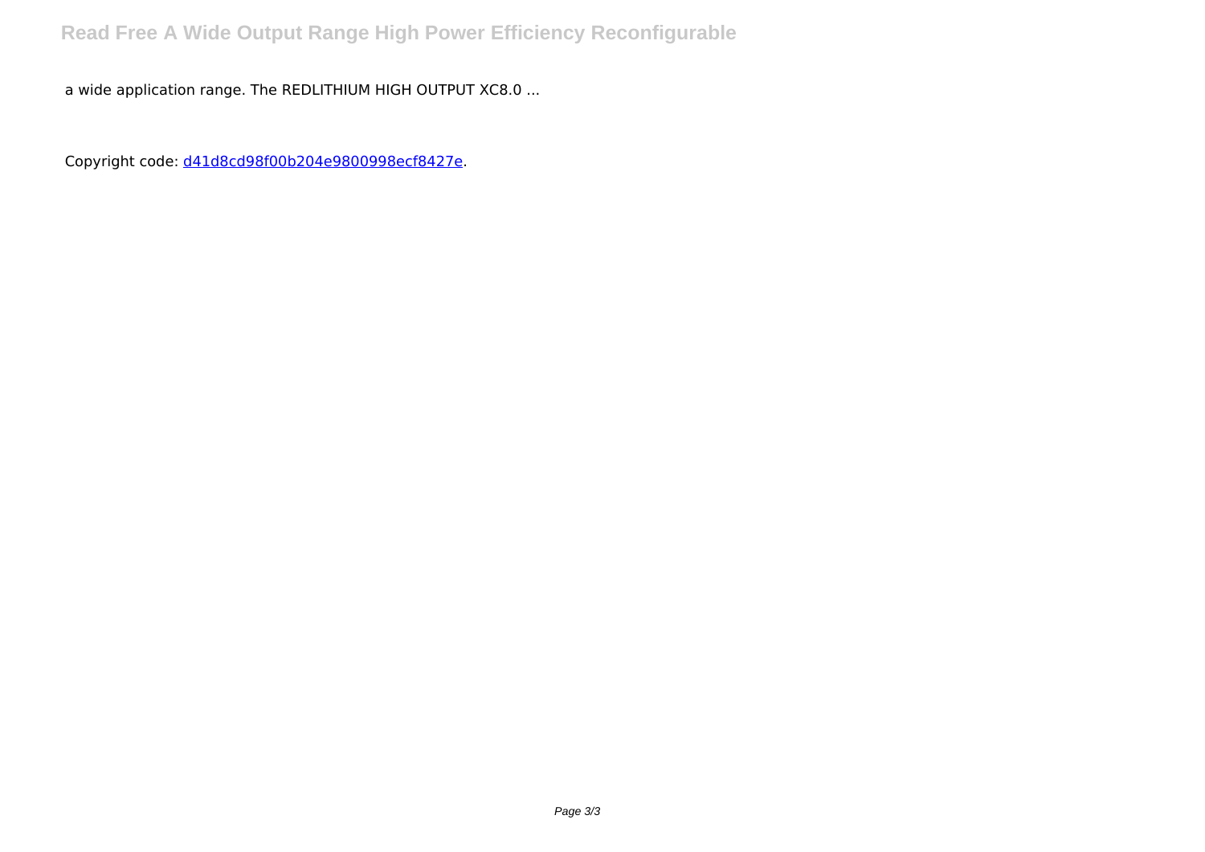a wide application range. The REDLITHIUM HIGH OUTPUT XC8.0 ...

Copyright code: [d41d8cd98f00b204e9800998ecf8427e](d41d8cd98f00b204e9800998ecf8427e).